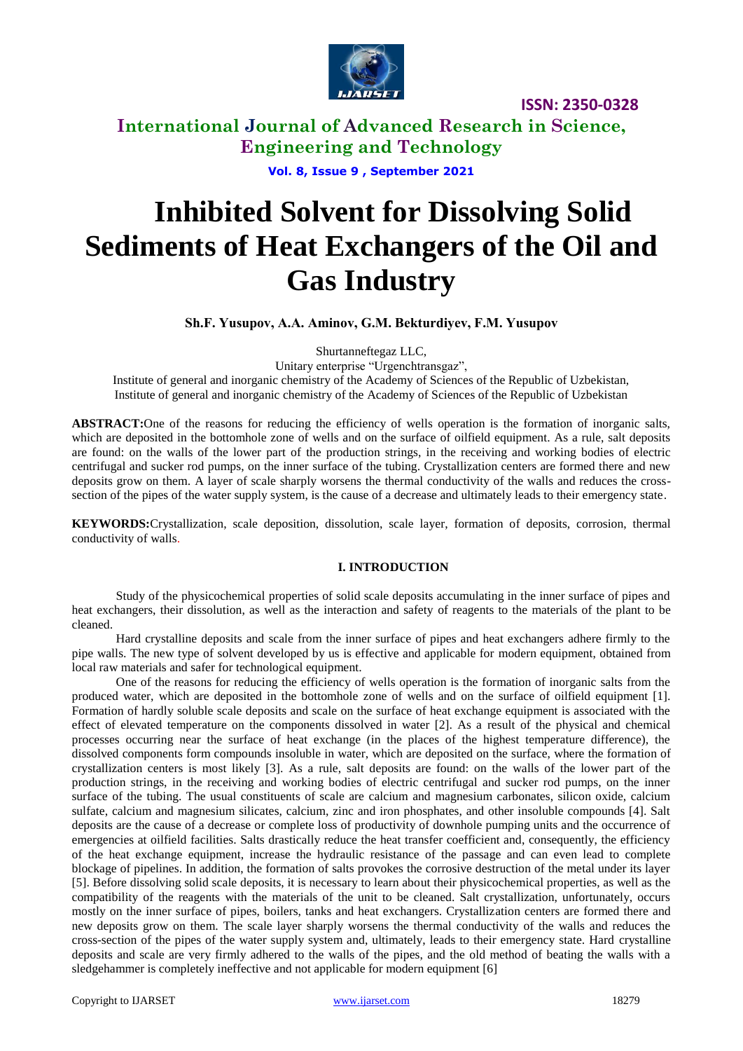# Inhibited Solvent for Dissolving Solid Sediments of Heat Exchangers of the Oil and Gas Industry

**Sh.F. Yusupov, A.A. Aminov, G.M. Bekturdiyev, F.M. Yusupov**

Shurtanneftegaz LLC,
Unitary enterprise "Urgenchtransgaz",
Institute of general and inorganic chemistry of the Academy of Sciences of the Republic of Uzbekistan,
Institute of general and inorganic chemistry of the Academy of Sciences of the Republic of Uzbekistan

**ABSTRACT:** One of the reasons for reducing the efficiency of wells operation is the formation of inorganic salts, which are deposited in the bottomhole zone of wells and on the surface of oilfield equipment. As a rule, salt deposits are found: on the walls of the lower part of the production strings, in the receiving and working bodies of electric centrifugal and sucker rod pumps, on the inner surface of the tubing. Crystallization centers are formed there and new deposits grow on them. A layer of scale sharply worsens the thermal conductivity of the walls and reduces the cross-section of the pipes of the water supply system, is the cause of a decrease and ultimately leads to their emergency state.

**KEYWORDS:** Crystallization, scale deposition, dissolution, scale layer, formation of deposits, corrosion, thermal conductivity of walls.

## I. INTRODUCTION

Study of the physicochemical properties of solid scale deposits accumulating in the inner surface of pipes and heat exchangers, their dissolution, as well as the interaction and safety of reagents to the materials of the plant to be cleaned.

Hard crystalline deposits and scale from the inner surface of pipes and heat exchangers adhere firmly to the pipe walls. The new type of solvent developed by us is effective and applicable for modern equipment, obtained from local raw materials and safer for technological equipment.

One of the reasons for reducing the efficiency of wells operation is the formation of inorganic salts from the produced water, which are deposited in the bottomhole zone of wells and on the surface of oilfield equipment [1]. Formation of hardly soluble scale deposits and scale on the surface of heat exchange equipment is associated with the effect of elevated temperature on the components dissolved in water [2]. As a result of the physical and chemical processes occurring near the surface of heat exchange (in the places of the highest temperature difference), the dissolved components form compounds insoluble in water, which are deposited on the surface, where the formation of crystallization centers is most likely [3]. As a rule, salt deposits are found: on the walls of the lower part of the production strings, in the receiving and working bodies of electric centrifugal and sucker rod pumps, on the inner surface of the tubing. The usual constituents of scale are calcium and magnesium carbonates, silicon oxide, calcium sulfate, calcium and magnesium silicates, calcium, zinc and iron phosphates, and other insoluble compounds [4]. Salt deposits are the cause of a decrease or complete loss of productivity of downhole pumping units and the occurrence of emergencies at oilfield facilities. Salts drastically reduce the heat transfer coefficient and, consequently, the efficiency of the heat exchange equipment, increase the hydraulic resistance of the passage and can even lead to complete blockage of pipelines. In addition, the formation of salts provokes the corrosive destruction of the metal under its layer [5]. Before dissolving solid scale deposits, it is necessary to learn about their physicochemical properties, as well as the compatibility of the reagents with the materials of the unit to be cleaned. Salt crystallization, unfortunately, occurs mostly on the inner surface of pipes, boilers, tanks and heat exchangers. Crystallization centers are formed there and new deposits grow on them. The scale layer sharply worsens the thermal conductivity of the walls and reduces the cross-section of the pipes of the water supply system and, ultimately, leads to their emergency state. Hard crystalline deposits and scale are very firmly adhered to the walls of the pipes, and the old method of beating the walls with a sledgehammer is completely ineffective and not applicable for modern equipment [6]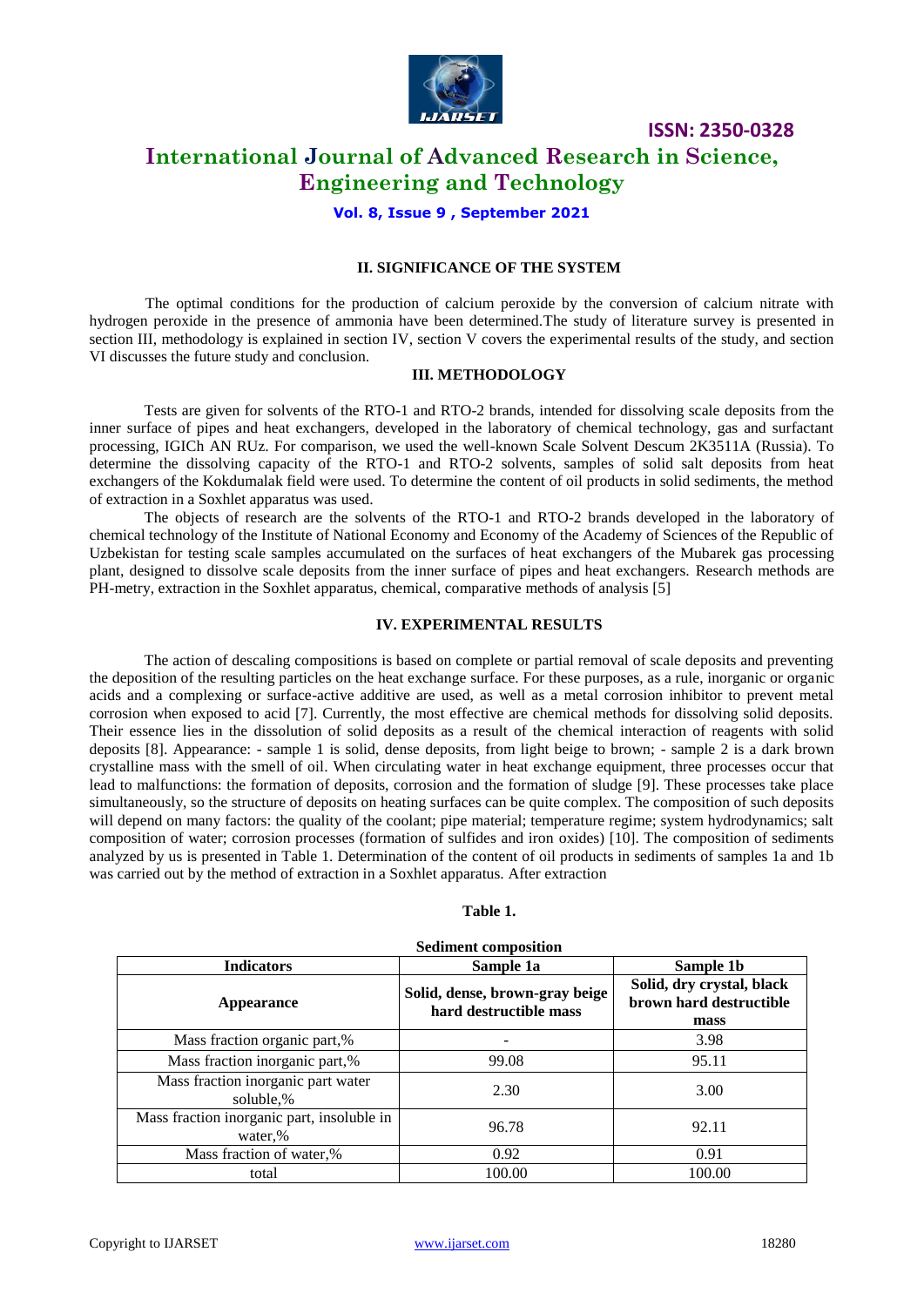## II. SIGNIFICANCE OF THE SYSTEM

The optimal conditions for the production of calcium peroxide by the conversion of calcium nitrate with hydrogen peroxide in the presence of ammonia have been determined.The study of literature survey is presented in section III, methodology is explained in section IV, section V covers the experimental results of the study, and section VI discusses the future study and conclusion.

## III. METHODOLOGY

Tests are given for solvents of the RTO-1 and RTO-2 brands, intended for dissolving scale deposits from the inner surface of pipes and heat exchangers, developed in the laboratory of chemical technology, gas and surfactant processing, IGICh AN RUz. For comparison, we used the well-known Scale Solvent Descum 2K3511A (Russia). To determine the dissolving capacity of the RTO-1 and RTO-2 solvents, samples of solid salt deposits from heat exchangers of the Kokdumalak field were used. To determine the content of oil products in solid sediments, the method of extraction in a Soxhlet apparatus was used.

The objects of research are the solvents of the RTO-1 and RTO-2 brands developed in the laboratory of chemical technology of the Institute of National Economy and Economy of the Academy of Sciences of the Republic of Uzbekistan for testing scale samples accumulated on the surfaces of heat exchangers of the Mubarek gas processing plant, designed to dissolve scale deposits from the inner surface of pipes and heat exchangers. Research methods are PH-metry, extraction in the Soxhlet apparatus, chemical, comparative methods of analysis [5]

## IV. EXPERIMENTAL RESULTS

The action of descaling compositions is based on complete or partial removal of scale deposits and preventing the deposition of the resulting particles on the heat exchange surface. For these purposes, as a rule, inorganic or organic acids and a complexing or surface-active additive are used, as well as a metal corrosion inhibitor to prevent metal corrosion when exposed to acid [7]. Currently, the most effective are chemical methods for dissolving solid deposits. Their essence lies in the dissolution of solid deposits as a result of the chemical interaction of reagents with solid deposits [8]. Appearance: - sample 1 is solid, dense deposits, from light beige to brown; - sample 2 is a dark brown crystalline mass with the smell of oil. When circulating water in heat exchange equipment, three processes occur that lead to malfunctions: the formation of deposits, corrosion and the formation of sludge [9]. These processes take place simultaneously, so the structure of deposits on heating surfaces can be quite complex. The composition of such deposits will depend on many factors: the quality of the coolant; pipe material; temperature regime; system hydrodynamics; salt composition of water; corrosion processes (formation of sulfides and iron oxides) [10]. The composition of sediments analyzed by us is presented in Table 1. Determination of the content of oil products in sediments of samples 1a and 1b was carried out by the method of extraction in a Soxhlet apparatus. After extraction

**Table 1.**

**Sediment composition**

| Indicators | Sample 1a | Sample 1b |
|---|---|---|
| Appearance | Solid, dense, brown-gray beige hard destructible mass | Solid, dry crystal, black brown hard destructible mass |
| Mass fraction organic part,% | - | 3.98 |
| Mass fraction inorganic part,% | 99.08 | 95.11 |
| Mass fraction inorganic part water soluble,% | 2.30 | 3.00 |
| Mass fraction inorganic part, insoluble in water,% | 96.78 | 92.11 |
| Mass fraction of water,% | 0.92 | 0.91 |
| total | 100.00 | 100.00 |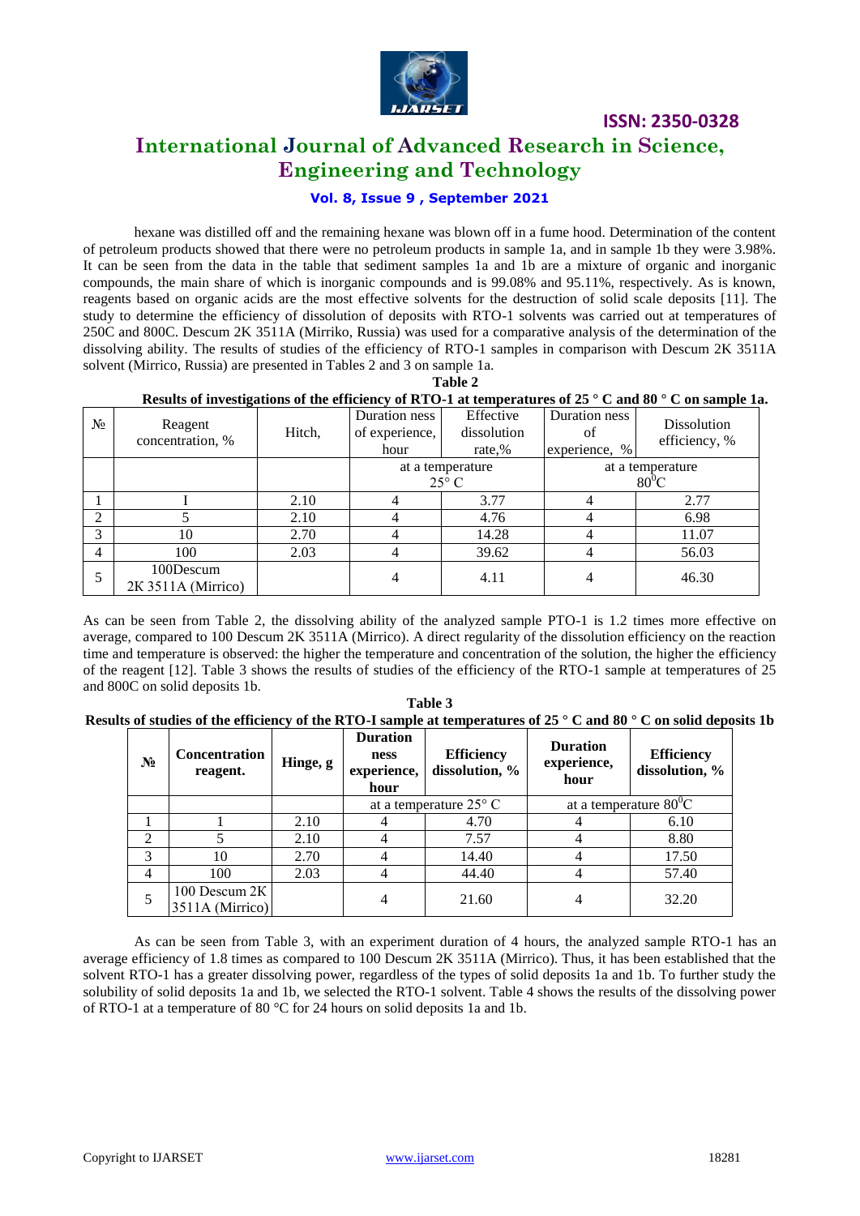hexane was distilled off and the remaining hexane was blown off in a fume hood. Determination of the content of petroleum products showed that there were no petroleum products in sample 1a, and in sample 1b they were 3.98%. It can be seen from the data in the table that sediment samples 1a and 1b are a mixture of organic and inorganic compounds, the main share of which is inorganic compounds and is 99.08% and 95.11%, respectively. As is known, reagents based on organic acids are the most effective solvents for the destruction of solid scale deposits [11]. The study to determine the efficiency of dissolution of deposits with RTO-1 solvents was carried out at temperatures of 250C and 800C. Descum 2K 3511A (Mirriko, Russia) was used for a comparative analysis of the determination of the dissolving ability. The results of studies of the efficiency of RTO-1 samples in comparison with Descum 2K 3511A solvent (Mirrico, Russia) are presented in Tables 2 and 3 on sample 1a.

**Table 2**

**Results of investigations of the efficiency of RTO-1 at temperatures of 25 ° C and 80 ° C on sample 1a.**

| № | Reagent concentration, % | Hitch, | Duration ness of experience, hour | Effective dissolution rate,% | Duration ness of experience, % | Dissolution efficiency, % |
|---|---|---|---|---|---|---|
| | | | at a temperature 25° C | | at a temperature $80^0$C | |
| 1 | I | 2.10 | 4 | 3.77 | 4 | 2.77 |
| 2 | 5 | 2.10 | 4 | 4.76 | 4 | 6.98 |
| 3 | 10 | 2.70 | 4 | 14.28 | 4 | 11.07 |
| 4 | 100 | 2.03 | 4 | 39.62 | 4 | 56.03 |
| 5 | 100Descum 2K 3511A (Mirrico) | | 4 | 4.11 | 4 | 46.30 |

As can be seen from Table 2, the dissolving ability of the analyzed sample PTO-1 is 1.2 times more effective on average, compared to 100 Descum 2K 3511A (Mirrico). A direct regularity of the dissolution efficiency on the reaction time and temperature is observed: the higher the temperature and concentration of the solution, the higher the efficiency of the reagent [12]. Table 3 shows the results of studies of the efficiency of the RTO-1 sample at temperatures of 25 and 800C on solid deposits 1b.

**Table 3**

**Results of studies of the efficiency of the RTO-I sample at temperatures of 25 ° C and 80 ° C on solid deposits 1b**

| **№** | **Concentration reagent.** | **Hinge, g** | **Duration ness experience, hour** | **Efficiency dissolution, %** | **Duration experience, hour** | **Efficiency dissolution, %** |
|---|---|---|---|---|---|---|
| | | | at a temperature 25° C | | at a temperature $80^0$C | |
| 1 | 1 | 2.10 | 4 | 4.70 | 4 | 6.10 |
| 2 | 5 | 2.10 | 4 | 7.57 | 4 | 8.80 |
| 3 | 10 | 2.70 | 4 | 14.40 | 4 | 17.50 |
| 4 | 100 | 2.03 | 4 | 44.40 | 4 | 57.40 |
| 5 | 100 Descum 2K 3511A (Mirrico) | | 4 | 21.60 | 4 | 32.20 |

As can be seen from Table 3, with an experiment duration of 4 hours, the analyzed sample RTO-1 has an average efficiency of 1.8 times as compared to 100 Descum 2K 3511A (Mirrico). Thus, it has been established that the solvent RTO-1 has a greater dissolving power, regardless of the types of solid deposits 1a and 1b. To further study the solubility of solid deposits 1a and 1b, we selected the RTO-1 solvent. Table 4 shows the results of the dissolving power of RTO-1 at a temperature of 80 °C for 24 hours on solid deposits 1a and 1b.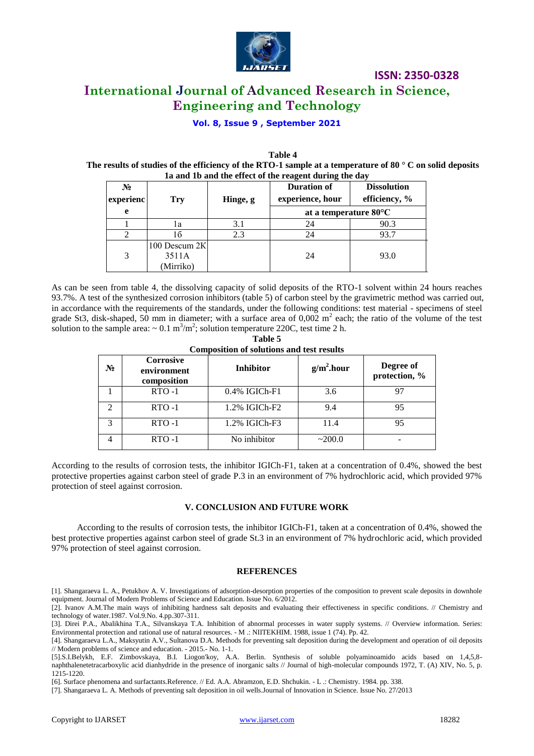**Table 4**

**The results of studies of the efficiency of the RTO-1 sample at a temperature of 80 ° C on solid deposits 1a and 1b and the effect of the reagent during the day**

| № experience | Try | Hinge, g | Duration of experience, hour | Dissolution efficiency, % |
|---|---|---|---|---|
| | | | at a temperature 80°C | |
| 1 | 1a | 3.1 | 24 | 90.3 |
| 2 | 1б | 2.3 | 24 | 93.7 |
| 3 | 100 Descum 2K 3511A (Mirriko) | | 24 | 93.0 |

As can be seen from table 4, the dissolving capacity of solid deposits of the RTO-1 solvent within 24 hours reaches 93.7%. A test of the synthesized corrosion inhibitors (table 5) of carbon steel by the gravimetric method was carried out, in accordance with the requirements of the standards, under the following conditions: test material - specimens of steel grade St3, disk-shaped, 50 mm in diameter; with a surface area of 0,002 $m^2$ each; the ratio of the volume of the test solution to the sample area: ~ 0.1 $m^3/m^2$; solution temperature 220C, test time 2 h.

**Table 5**

**Composition of solutions and test results**

| № | Corrosive environment composition | Inhibitor | $g/m^2$.hour | Degree of protection, % |
|---|---|---|---|---|
| 1 | RTO -1 | 0.4% IGICh-F1 | 3.6 | 97 |
| 2 | RTO -1 | 1.2% IGICh-F2 | 9.4 | 95 |
| 3 | RTO -1 | 1.2% IGICh-F3 | 11.4 | 95 |
| 4 | RTO -1 | No inhibitor | ~200.0 | - |

According to the results of corrosion tests, the inhibitor IGICh-F1, taken at a concentration of 0.4%, showed the best protective properties against carbon steel of grade P.3 in an environment of 7% hydrochloric acid, which provided 97% protection of steel against corrosion.

## V. CONCLUSION AND FUTURE WORK

According to the results of corrosion tests, the inhibitor IGICh-F1, taken at a concentration of 0.4%, showed the best protective properties against carbon steel of grade St.3 in an environment of 7% hydrochloric acid, which provided 97% protection of steel against corrosion.

## REFERENCES

[1]. Shangaraeva L. A., Petukhov A. V. Investigations of adsorption-desorption properties of the composition to prevent scale deposits in downhole equipment. Journal of Modern Problems of Science and Education. Issue No. 6/2012.

[2]. Ivanov A.M.The main ways of inhibiting hardness salt deposits and evaluating their effectiveness in specific conditions. // Chemistry and technology of water.1987. Vol.9.No. 4.pp.307-311.

[3]. Direi P.A., Abalikhina T.A., Silvanskaya T.A. Inhibition of abnormal processes in water supply systems. // Overview information. Series: Environmental protection and rational use of natural resources. - M .: NIITEKHIM. 1988, issue 1 (74). Pp. 42.

[4]. Shangaraeva L.A., Maksyutin A.V., Sultanova D.A. Methods for preventing salt deposition during the development and operation of oil deposits // Modern problems of science and education. - 2015.- No. 1-1.

[5].S.I.Belykh, E.F. Zimbovskaya, B.I. Liogon'koy, A.A. Berlin. Synthesis of soluble polyaminoamido acids based on 1,4,5,8-naphthalenetetracarboxylic acid dianhydride in the presence of inorganic salts // Journal of high-molecular compounds 1972, T. (A) XIV, No. 5, p. 1215-1220.

[6]. Surface phenomena and surfactants.Reference. // Ed. A.A. Abramzon, E.D. Shchukin. - L .: Chemistry. 1984. pp. 338.

[7]. Shangaraeva L. A. Methods of preventing salt deposition in oil wells.Journal of Innovation in Science. Issue No. 27/2013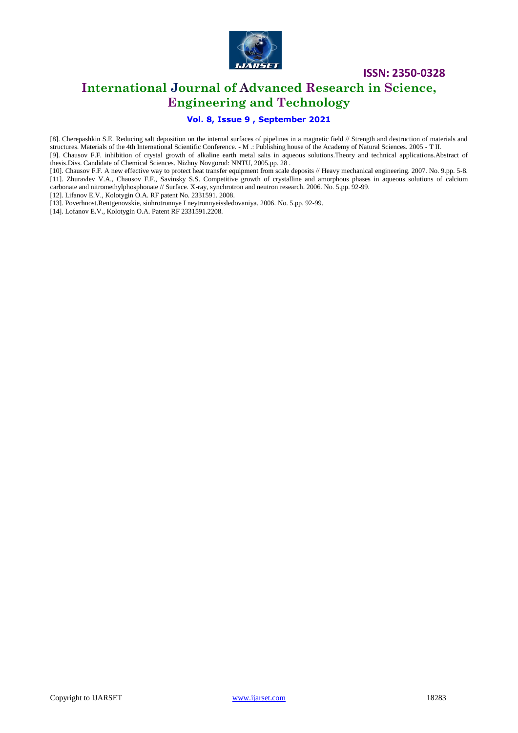[8]. Cherepashkin S.E. Reducing salt deposition on the internal surfaces of pipelines in a magnetic field // Strength and destruction of materials and structures. Materials of the 4th International Scientific Conference. - M .: Publishing house of the Academy of Natural Sciences. 2005 - T II.

[9]. Chausov F.F. inhibition of crystal growth of alkaline earth metal salts in aqueous solutions.Theory and technical applications.Abstract of thesis.Diss. Candidate of Chemical Sciences. Nizhny Novgorod: NNTU, 2005.pp. 28 .

[10]. Chausov F.F. A new effective way to protect heat transfer equipment from scale deposits // Heavy mechanical engineering. 2007. No. 9.pp. 5-8.

[11]. Zhuravlev V.A., Chausov F.F., Savinsky S.S. Competitive growth of crystalline and amorphous phases in aqueous solutions of calcium carbonate and nitromethylphosphonate // Surface. X-ray, synchrotron and neutron research. 2006. No. 5.pp. 92-99.

[12]. Lifanov E.V., Kolotygin O.A. RF patent No. 2331591. 2008.

[13]. Poverhnost.Rentgenovskie, sinhrotronnye I neytronnyeissledovaniya. 2006. No. 5.pp. 92-99.

[14]. Lofanov E.V., Kolotygin O.A. Patent RF 2331591.2208.